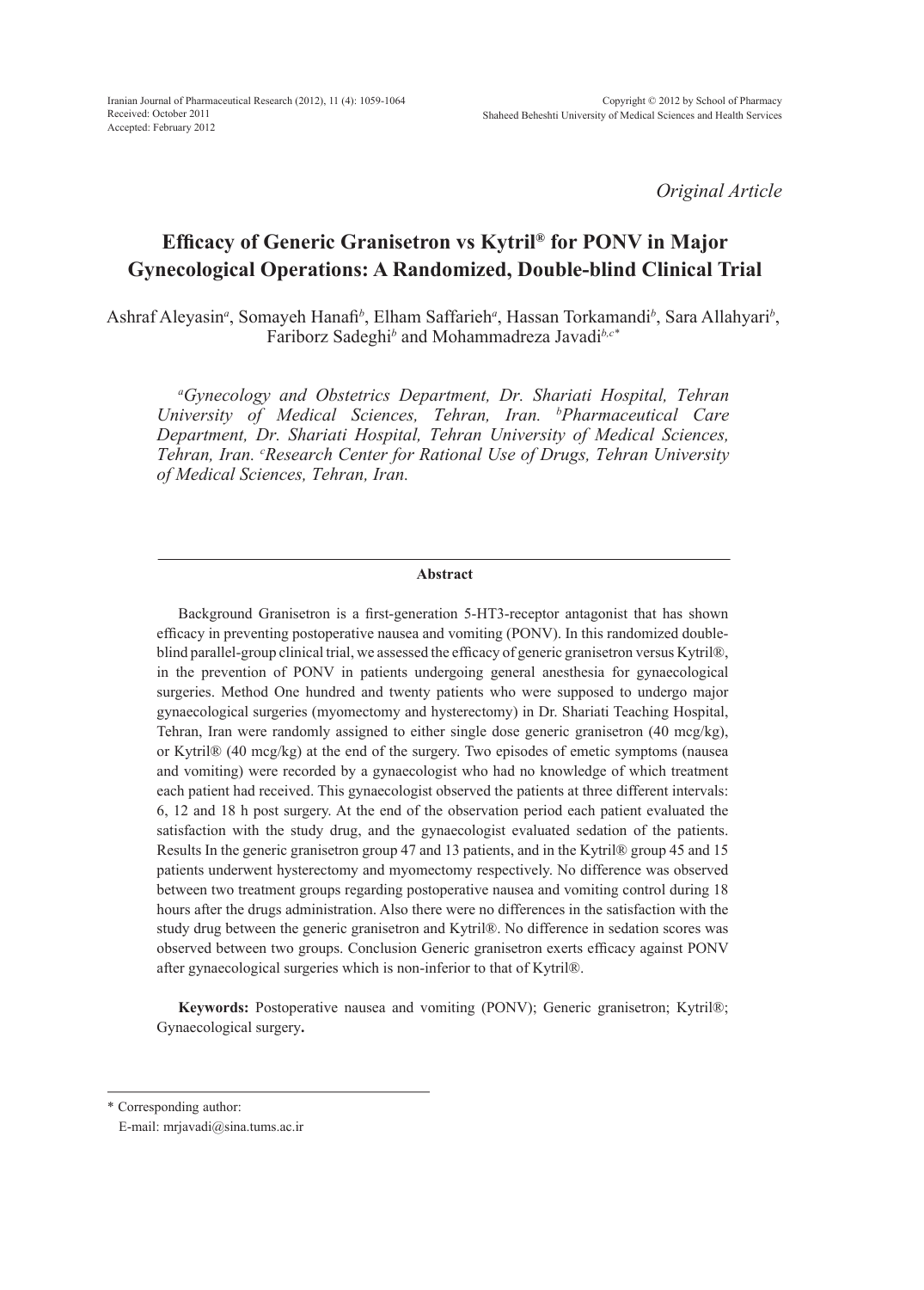*Original Article*

# Efficacy of Generic Granisetron vs Kytril® for PONV in Major Gynecological Operations: A Randomized, Double-blind Clinical Trial

Ashraf Aleyasin[a], Somayeh Hanafi[b], Elham Saffarieh[a], Hassan Torkamandi[b], Sara Allahyari[b], Fariborz Sadeghi[b] and Mohammadreza Javadi[b,c*]

*[a]Gynecology and Obstetrics Department, Dr. Shariati Hospital, Tehran University of Medical Sciences, Tehran, Iran. [b]Pharmaceutical Care Department, Dr. Shariati Hospital, Tehran University of Medical Sciences, Tehran, Iran. [c]Research Center for Rational Use of Drugs, Tehran University of Medical Sciences, Tehran, Iran.*

## Abstract

Background Granisetron is a first-generation 5-HT3-receptor antagonist that has shown efficacy in preventing postoperative nausea and vomiting (PONV). In this randomized double-blind parallel-group clinical trial, we assessed the efficacy of generic granisetron versus Kytril®, in the prevention of PONV in patients undergoing general anesthesia for gynaecological surgeries. Method One hundred and twenty patients who were supposed to undergo major gynaecological surgeries (myomectomy and hysterectomy) in Dr. Shariati Teaching Hospital, Tehran, Iran were randomly assigned to either single dose generic granisetron (40 mcg/kg), or Kytril® (40 mcg/kg) at the end of the surgery. Two episodes of emetic symptoms (nausea and vomiting) were recorded by a gynaecologist who had no knowledge of which treatment each patient had received. This gynaecologist observed the patients at three different intervals: 6, 12 and 18 h post surgery. At the end of the observation period each patient evaluated the satisfaction with the study drug, and the gynaecologist evaluated sedation of the patients. Results In the generic granisetron group 47 and 13 patients, and in the Kytril® group 45 and 15 patients underwent hysterectomy and myomectomy respectively. No difference was observed between two treatment groups regarding postoperative nausea and vomiting control during 18 hours after the drugs administration. Also there were no differences in the satisfaction with the study drug between the generic granisetron and Kytril®. No difference in sedation scores was observed between two groups. Conclusion Generic granisetron exerts efficacy against PONV after gynaecological surgeries which is non-inferior to that of Kytril®.

**Keywords:** Postoperative nausea and vomiting (PONV); Generic granisetron; Kytril®; Gynaecological surgery**.**

---

* Corresponding author:
E-mail: mrjavadi@sina.tums.ac.ir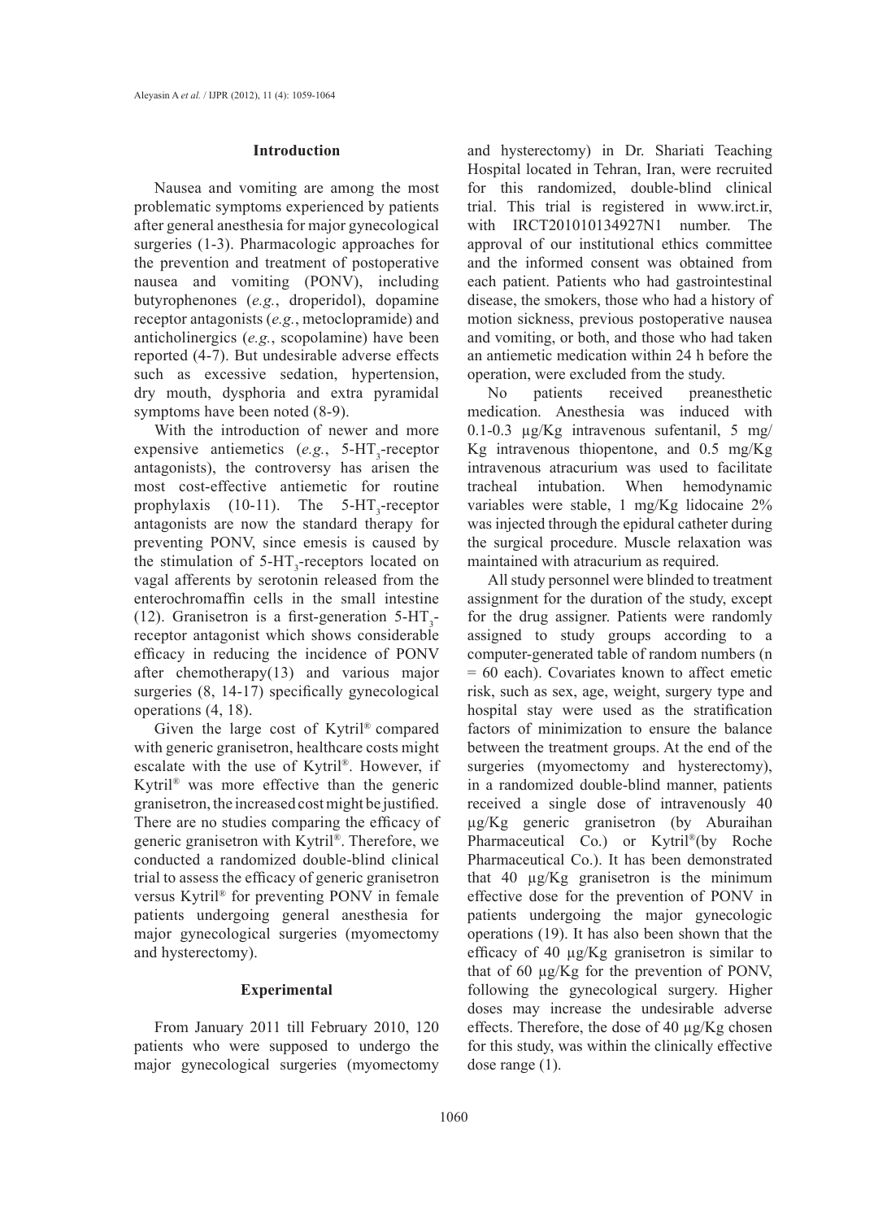## Introduction

Nausea and vomiting are among the most problematic symptoms experienced by patients after general anesthesia for major gynecological surgeries (1-3). Pharmacologic approaches for the prevention and treatment of postoperative nausea and vomiting (PONV), including butyrophenones (*e.g.*, droperidol), dopamine receptor antagonists (*e.g.*, metoclopramide) and anticholinergics (*e.g.*, scopolamine) have been reported (4-7). But undesirable adverse effects such as excessive sedation, hypertension, dry mouth, dysphoria and extra pyramidal symptoms have been noted (8-9).

With the introduction of newer and more expensive antiemetics (*e.g.*, 5-$HT_3$-receptor antagonists), the controversy has arisen the most cost-effective antiemetic for routine prophylaxis (10-11). The 5-$HT_3$-receptor antagonists are now the standard therapy for preventing PONV, since emesis is caused by the stimulation of 5-$HT_3$-receptors located on vagal afferents by serotonin released from the enterochromaffin cells in the small intestine (12). Granisetron is a first-generation 5-$HT_3$-receptor antagonist which shows considerable efficacy in reducing the incidence of PONV after chemotherapy(13) and various major surgeries (8, 14-17) specifically gynecological operations (4, 18).

Given the large cost of Kytril® compared with generic granisetron, healthcare costs might escalate with the use of Kytril®. However, if Kytril® was more effective than the generic granisetron, the increased cost might be justified. There are no studies comparing the efficacy of generic granisetron with Kytril®. Therefore, we conducted a randomized double-blind clinical trial to assess the efficacy of generic granisetron versus Kytril® for preventing PONV in female patients undergoing general anesthesia for major gynecological surgeries (myomectomy and hysterectomy).

## Experimental

From January 2011 till February 2010, 120 patients who were supposed to undergo the major gynecological surgeries (myomectomy and hysterectomy) in Dr. Shariati Teaching Hospital located in Tehran, Iran, were recruited for this randomized, double-blind clinical trial. This trial is registered in www.irct.ir, with IRCT201010134927N1 number. The approval of our institutional ethics committee and the informed consent was obtained from each patient. Patients who had gastrointestinal disease, the smokers, those who had a history of motion sickness, previous postoperative nausea and vomiting, or both, and those who had taken an antiemetic medication within 24 h before the operation, were excluded from the study.

No patients received preanesthetic medication. Anesthesia was induced with 0.1-0.3 µg/Kg intravenous sufentanil, 5 mg/Kg intravenous thiopentone, and 0.5 mg/Kg intravenous atracurium was used to facilitate tracheal intubation. When hemodynamic variables were stable, 1 mg/Kg lidocaine 2% was injected through the epidural catheter during the surgical procedure. Muscle relaxation was maintained with atracurium as required.

All study personnel were blinded to treatment assignment for the duration of the study, except for the drug assigner. Patients were randomly assigned to study groups according to a computer-generated table of random numbers (n = 60 each). Covariates known to affect emetic risk, such as sex, age, weight, surgery type and hospital stay were used as the stratification factors of minimization to ensure the balance between the treatment groups. At the end of the surgeries (myomectomy and hysterectomy), in a randomized double-blind manner, patients received a single dose of intravenously 40 µg/Kg generic granisetron (by Aburaihan Pharmaceutical Co.) or Kytril®(by Roche Pharmaceutical Co.). It has been demonstrated that 40 µg/Kg granisetron is the minimum effective dose for the prevention of PONV in patients undergoing the major gynecologic operations (19). It has also been shown that the efficacy of 40 µg/Kg granisetron is similar to that of 60 µg/Kg for the prevention of PONV, following the gynecological surgery. Higher doses may increase the undesirable adverse effects. Therefore, the dose of 40 µg/Kg chosen for this study, was within the clinically effective dose range (1).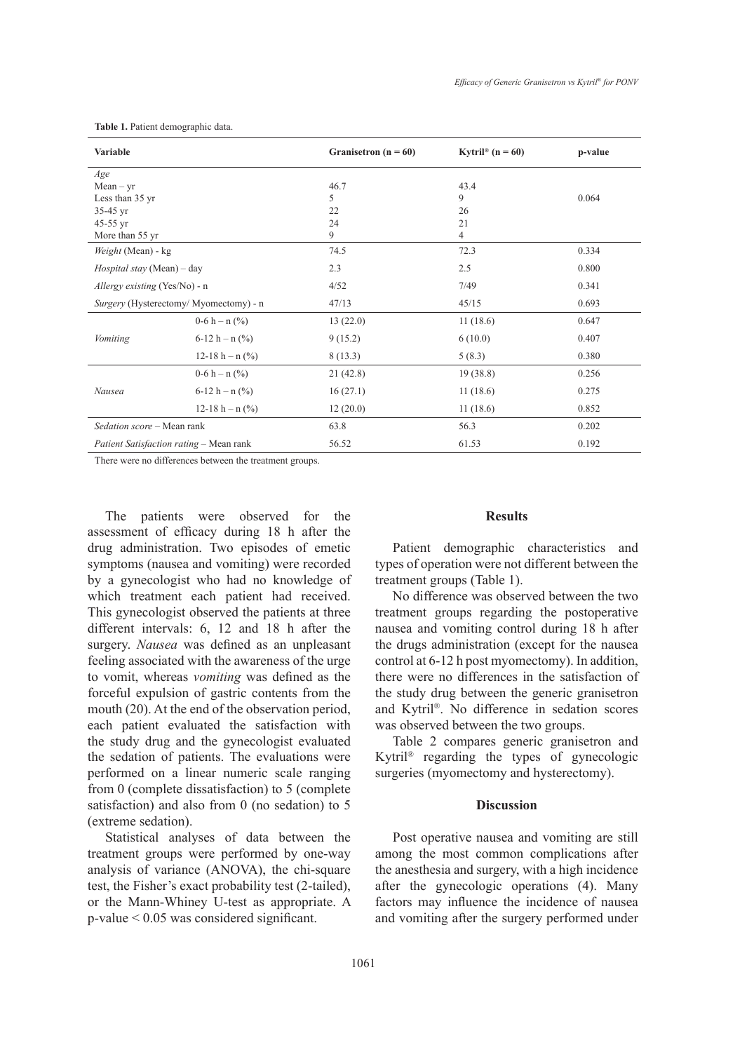**Table 1.** Patient demographic data.

| Variable | | Granisetron (n = 60) | Kytril® (n = 60) | p-value |
|---|---|---|---|---|
| *Age* | | | | |
| Mean – yr | | 46.7 | 43.4 | |
| Less than 35 yr | | 5 | 9 | 0.064 |
| 35-45 yr | | 22 | 26 | |
| 45-55 yr | | 24 | 21 | |
| More than 55 yr | | 9 | 4 | |
| *Weight* (Mean) - kg | | 74.5 | 72.3 | 0.334 |
| *Hospital stay* (Mean) – day | | 2.3 | 2.5 | 0.800 |
| *Allergy existing* (Yes/No) - n | | 4/52 | 7/49 | 0.341 |
| *Surgery* (Hysterectomy/ Myomectomy) - n | | 47/13 | 45/15 | 0.693 |
| *Vomiting* | 0-6 h – n (%) | 13 (22.0) | 11 (18.6) | 0.647 |
| | 6-12 h – n (%) | 9 (15.2) | 6 (10.0) | 0.407 |
| | 12-18 h – n (%) | 8 (13.3) | 5 (8.3) | 0.380 |
| *Nausea* | 0-6 h – n (%) | 21 (42.8) | 19 (38.8) | 0.256 |
| | 6-12 h – n (%) | 16 (27.1) | 11 (18.6) | 0.275 |
| | 12-18 h – n (%) | 12 (20.0) | 11 (18.6) | 0.852 |
| *Sedation score* – Mean rank | | 63.8 | 56.3 | 0.202 |
| *Patient Satisfaction rating* – Mean rank | | 56.52 | 61.53 | 0.192 |

There were no differences between the treatment groups.

The patients were observed for the assessment of efficacy during 18 h after the drug administration. Two episodes of emetic symptoms (nausea and vomiting) were recorded by a gynecologist who had no knowledge of which treatment each patient had received. This gynecologist observed the patients at three different intervals: 6, 12 and 18 h after the surgery. *Nausea* was defined as an unpleasant feeling associated with the awareness of the urge to vomit, whereas *vomiting* was defined as the forceful expulsion of gastric contents from the mouth (20). At the end of the observation period, each patient evaluated the satisfaction with the study drug and the gynecologist evaluated the sedation of patients. The evaluations were performed on a linear numeric scale ranging from 0 (complete dissatisfaction) to 5 (complete satisfaction) and also from 0 (no sedation) to 5 (extreme sedation).

Statistical analyses of data between the treatment groups were performed by one-way analysis of variance (ANOVA), the chi-square test, the Fisher's exact probability test (2-tailed), or the Mann-Whiney U-test as appropriate. A p-value < 0.05 was considered significant.

## Results

Patient demographic characteristics and types of operation were not different between the treatment groups (Table 1).

No difference was observed between the two treatment groups regarding the postoperative nausea and vomiting control during 18 h after the drugs administration (except for the nausea control at 6-12 h post myomectomy). In addition, there were no differences in the satisfaction of the study drug between the generic granisetron and Kytril®. No difference in sedation scores was observed between the two groups.

Table 2 compares generic granisetron and Kytril® regarding the types of gynecologic surgeries (myomectomy and hysterectomy).

## Discussion

Post operative nausea and vomiting are still among the most common complications after the anesthesia and surgery, with a high incidence after the gynecologic operations (4). Many factors may influence the incidence of nausea and vomiting after the surgery performed under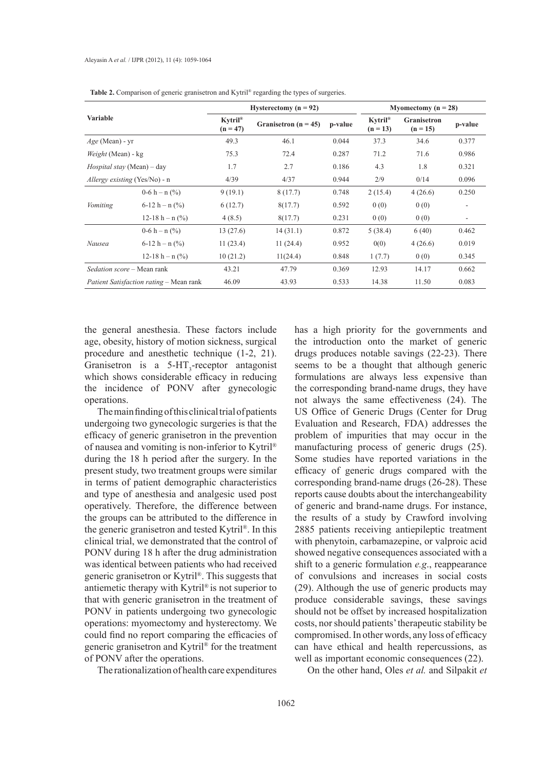**Table 2.** Comparison of generic granisetron and Kytril® regarding the types of surgeries.

| Variable | | Hysterectomy (n = 92) | | | Myomectomy (n = 28) | | |
|---|---|---|---|---|---|---|---|
| | | Kytril® (n = 47) | Granisetron (n = 45) | p-value | Kytril® (n = 13) | Granisetron (n = 15) | p-value |
| *Age* (Mean) - yr | | 49.3 | 46.1 | 0.044 | 37.3 | 34.6 | 0.377 |
| *Weight* (Mean) - kg | | 75.3 | 72.4 | 0.287 | 71.2 | 71.6 | 0.986 |
| *Hospital stay* (Mean) – day | | 1.7 | 2.7 | 0.186 | 4.3 | 1.8 | 0.321 |
| *Allergy existing* (Yes/No) - n | | 4/39 | 4/37 | 0.944 | 2/9 | 0/14 | 0.096 |
| *Vomiting* | 0-6 h – n (%) | 9 (19.1) | 8 (17.7) | 0.748 | 2 (15.4) | 4 (26.6) | 0.250 |
| | 6-12 h – n (%) | 6 (12.7) | 8(17.7) | 0.592 | 0 (0) | 0 (0) | - |
| | 12-18 h – n (%) | 4 (8.5) | 8(17.7) | 0.231 | 0 (0) | 0 (0) | - |
| *Nausea* | 0-6 h – n (%) | 13 (27.6) | 14 (31.1) | 0.872 | 5 (38.4) | 6 (40) | 0.462 |
| | 6-12 h – n (%) | 11 (23.4) | 11 (24.4) | 0.952 | 0(0) | 4 (26.6) | 0.019 |
| | 12-18 h – n (%) | 10 (21.2) | 11(24.4) | 0.848 | 1 (7.7) | 0 (0) | 0.345 |
| *Sedation score* – Mean rank | | 43.21 | 47.79 | 0.369 | 12.93 | 14.17 | 0.662 |
| *Patient Satisfaction rating* – Mean rank | | 46.09 | 43.93 | 0.533 | 14.38 | 11.50 | 0.083 |

the general anesthesia. These factors include age, obesity, history of motion sickness, surgical procedure and anesthetic technique (1-2, 21). Granisetron is a $5\text{-HT}_3$-receptor antagonist which shows considerable efficacy in reducing the incidence of PONV after gynecologic operations.

The main finding of this clinical trial of patients undergoing two gynecologic surgeries is that the efficacy of generic granisetron in the prevention of nausea and vomiting is non-inferior to Kytril® during the 18 h period after the surgery. In the present study, two treatment groups were similar in terms of patient demographic characteristics and type of anesthesia and analgesic used post operatively. Therefore, the difference between the groups can be attributed to the difference in the generic granisetron and tested Kytril®. In this clinical trial, we demonstrated that the control of PONV during 18 h after the drug administration was identical between patients who had received generic granisetron or Kytril®. This suggests that antiemetic therapy with Kytril® is not superior to that with generic granisetron in the treatment of PONV in patients undergoing two gynecologic operations: myomectomy and hysterectomy. We could find no report comparing the efficacies of generic granisetron and Kytril® for the treatment of PONV after the operations.

The rationalization of health care expenditures has a high priority for the governments and the introduction onto the market of generic drugs produces notable savings (22-23). There seems to be a thought that although generic formulations are always less expensive than the corresponding brand-name drugs, they have not always the same effectiveness (24). The US Office of Generic Drugs (Center for Drug Evaluation and Research, FDA) addresses the problem of impurities that may occur in the manufacturing process of generic drugs (25). Some studies have reported variations in the efficacy of generic drugs compared with the corresponding brand-name drugs (26-28). These reports cause doubts about the interchangeability of generic and brand-name drugs. For instance, the results of a study by Crawford involving 2885 patients receiving antiepileptic treatment with phenytoin, carbamazepine, or valproic acid showed negative consequences associated with a shift to a generic formulation *e.g.*, reappearance of convulsions and increases in social costs (29). Although the use of generic products may produce considerable savings, these savings should not be offset by increased hospitalization costs, nor should patients' therapeutic stability be compromised. In other words, any loss of efficacy can have ethical and health repercussions, as well as important economic consequences (22).

On the other hand, Oles *et al.* and Silpakit *et*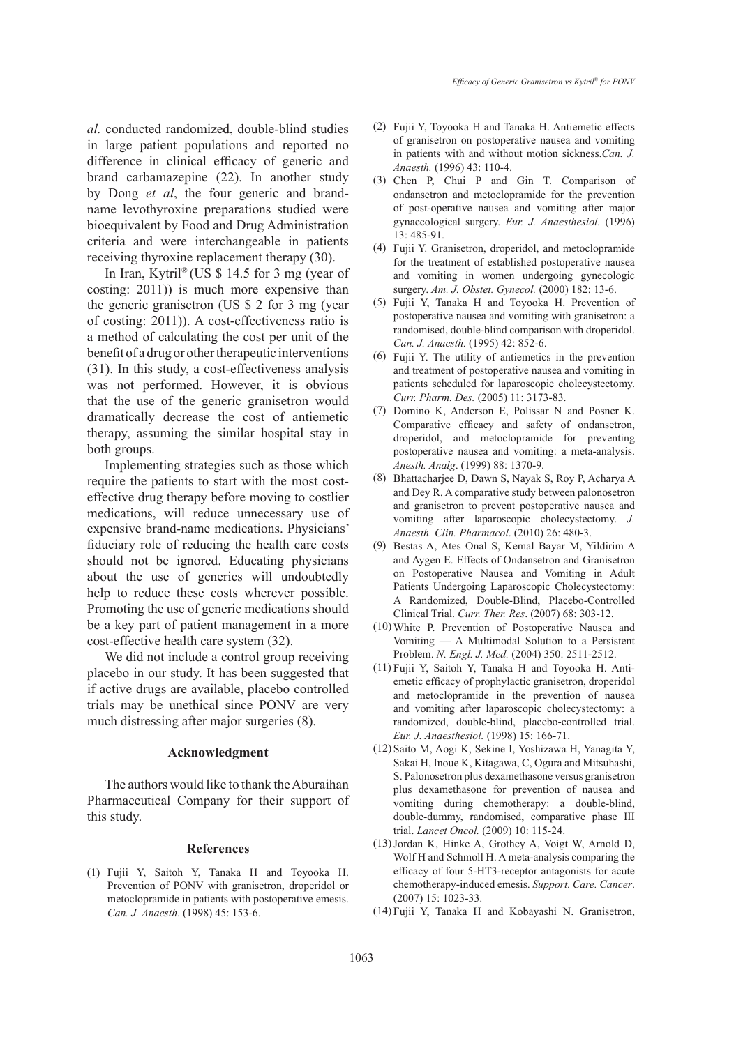*al.* conducted randomized, double-blind studies in large patient populations and reported no difference in clinical efficacy of generic and brand carbamazepine (22). In another study by Dong *et al*, the four generic and brand-name levothyroxine preparations studied were bioequivalent by Food and Drug Administration criteria and were interchangeable in patients receiving thyroxine replacement therapy (30).

In Iran, Kytril® (US $ 14.5 for 3 mg (year of costing: 2011)) is much more expensive than the generic granisetron (US $ 2 for 3 mg (year of costing: 2011)). A cost-effectiveness ratio is a method of calculating the cost per unit of the benefit of a drug or other therapeutic interventions (31). In this study, a cost-effectiveness analysis was not performed. However, it is obvious that the use of the generic granisetron would dramatically decrease the cost of antiemetic therapy, assuming the similar hospital stay in both groups.

Implementing strategies such as those which require the patients to start with the most cost-effective drug therapy before moving to costlier medications, will reduce unnecessary use of expensive brand-name medications. Physicians' fiduciary role of reducing the health care costs should not be ignored. Educating physicians about the use of generics will undoubtedly help to reduce these costs wherever possible. Promoting the use of generic medications should be a key part of patient management in a more cost-effective health care system (32).

We did not include a control group receiving placebo in our study. It has been suggested that if active drugs are available, placebo controlled trials may be unethical since PONV are very much distressing after major surgeries (8).

## Acknowledgment

The authors would like to thank the Aburaihan Pharmaceutical Company for their support of this study.

## References

(1) Fujii Y, Saitoh Y, Tanaka H and Toyooka H. Prevention of PONV with granisetron, droperidol or metoclopramide in patients with postoperative emesis. *Can. J. Anaesth*. (1998) 45: 153-6.

(2) Fujii Y, Toyooka H and Tanaka H. Antiemetic effects of granisetron on postoperative nausea and vomiting in patients with and without motion sickness.*Can. J. Anaesth.* (1996) 43: 110-4.

(3) Chen P, Chui P and Gin T. Comparison of ondansetron and metoclopramide for the prevention of post-operative nausea and vomiting after major gynaecological surgery. *Eur. J. Anaesthesiol.* (1996) 13: 485-91.

(4) Fujii Y. Granisetron, droperidol, and metoclopramide for the treatment of established postoperative nausea and vomiting in women undergoing gynecologic surgery. *Am. J. Obstet. Gynecol.* (2000) 182: 13-6.

(5) Fujii Y, Tanaka H and Toyooka H. Prevention of postoperative nausea and vomiting with granisetron: a randomised, double-blind comparison with droperidol. *Can. J. Anaesth.* (1995) 42: 852-6.

(6) Fujii Y. The utility of antiemetics in the prevention and treatment of postoperative nausea and vomiting in patients scheduled for laparoscopic cholecystectomy. *Curr. Pharm. Des.* (2005) 11: 3173-83.

(7) Domino K, Anderson E, Polissar N and Posner K. Comparative efficacy and safety of ondansetron, droperidol, and metoclopramide for preventing postoperative nausea and vomiting: a meta-analysis. *Anesth. Analg*. (1999) 88: 1370-9.

(8) Bhattacharjee D, Dawn S, Nayak S, Roy P, Acharya A and Dey R. A comparative study between palonosetron and granisetron to prevent postoperative nausea and vomiting after laparoscopic cholecystectomy. *J. Anaesth. Clin. Pharmacol*. (2010) 26: 480-3.

(9) Bestas A, Ates Onal S, Kemal Bayar M, Yildirim A and Aygen E. Effects of Ondansetron and Granisetron on Postoperative Nausea and Vomiting in Adult Patients Undergoing Laparoscopic Cholecystectomy: A Randomized, Double-Blind, Placebo-Controlled Clinical Trial. *Curr. Ther. Res*. (2007) 68: 303-12.

(10) White P. Prevention of Postoperative Nausea and Vomiting — A Multimodal Solution to a Persistent Problem. *N. Engl. J. Med.* (2004) 350: 2511-2512.

(11) Fujii Y, Saitoh Y, Tanaka H and Toyooka H. Anti-emetic efficacy of prophylactic granisetron, droperidol and metoclopramide in the prevention of nausea and vomiting after laparoscopic cholecystectomy: a randomized, double-blind, placebo-controlled trial. *Eur. J. Anaesthesiol.* (1998) 15: 166-71.

(12) Saito M, Aogi K, Sekine I, Yoshizawa H, Yanagita Y, Sakai H, Inoue K, Kitagawa, C, Ogura and Mitsuhashi, S. Palonosetron plus dexamethasone versus granisetron plus dexamethasone for prevention of nausea and vomiting during chemotherapy: a double-blind, double-dummy, randomised, comparative phase III trial. *Lancet Oncol.* (2009) 10: 115-24.

(13) Jordan K, Hinke A, Grothey A, Voigt W, Arnold D, Wolf H and Schmoll H. A meta-analysis comparing the efficacy of four 5-HT3-receptor antagonists for acute chemotherapy-induced emesis. *Support. Care. Cancer*. (2007) 15: 1023-33.

(14) Fujii Y, Tanaka H and Kobayashi N. Granisetron,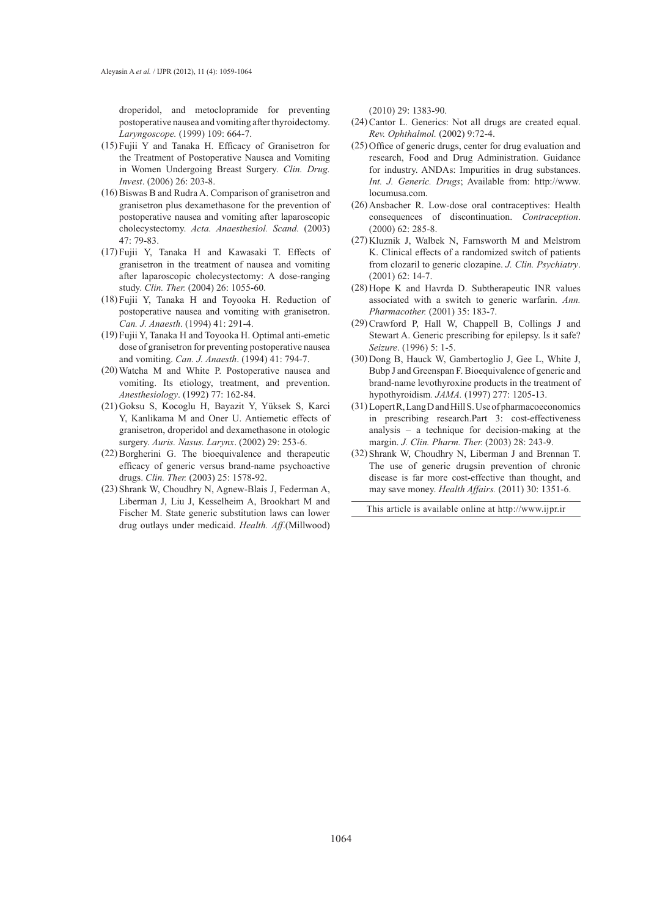droperidol, and metoclopramide for preventing postoperative nausea and vomiting after thyroidectomy. *Laryngoscope.* (1999) 109: 664-7.

(15) Fujii Y and Tanaka H. Efficacy of Granisetron for the Treatment of Postoperative Nausea and Vomiting in Women Undergoing Breast Surgery. *Clin. Drug. Invest*. (2006) 26: 203-8.

(16) Biswas B and Rudra A. Comparison of granisetron and granisetron plus dexamethasone for the prevention of postoperative nausea and vomiting after laparoscopic cholecystectomy. *Acta. Anaesthesiol. Scand.* (2003) 47: 79-83.

(17) Fujii Y, Tanaka H and Kawasaki T. Effects of granisetron in the treatment of nausea and vomiting after laparoscopic cholecystectomy: A dose-ranging study. *Clin. Ther.* (2004) 26: 1055-60.

(18) Fujii Y, Tanaka H and Toyooka H. Reduction of postoperative nausea and vomiting with granisetron. *Can. J. Anaesth*. (1994) 41: 291-4.

(19) Fujii Y, Tanaka H and Toyooka H. Optimal anti-emetic dose of granisetron for preventing postoperative nausea and vomiting. *Can. J. Anaesth*. (1994) 41: 794-7.

(20) Watcha M and White P. Postoperative nausea and vomiting. Its etiology, treatment, and prevention. *Anesthesiology*. (1992) 77: 162-84.

(21) Goksu S, Kocoglu H, Bayazit Y, Yüksek S, Karci Y, Kanlikama M and Oner U. Antiemetic effects of granisetron, droperidol and dexamethasone in otologic surgery. *Auris. Nasus. Larynx*. (2002) 29: 253-6.

(22) Borgherini G. The bioequivalence and therapeutic efficacy of generic versus brand-name psychoactive drugs. *Clin. Ther.* (2003) 25: 1578-92.

(23) Shrank W, Choudhry N, Agnew-Blais J, Federman A, Liberman J, Liu J, Kesselheim A, Brookhart M and Fischer M. State generic substitution laws can lower drug outlays under medicaid. *Health. Aff*.(Millwood) (2010) 29: 1383-90.

(24) Cantor L. Generics: Not all drugs are created equal. *Rev. Ophthalmol.* (2002) 9:72-4.

(25) Office of generic drugs, center for drug evaluation and research, Food and Drug Administration. Guidance for industry. ANDAs: Impurities in drug substances. *Int. J. Generic. Drugs*; Available from: http://www.locumusa.com.

(26) Ansbacher R. Low-dose oral contraceptives: Health consequences of discontinuation. *Contraception*. (2000) 62: 285-8.

(27) Kluznik J, Walbek N, Farnsworth M and Melstrom K. Clinical effects of a randomized switch of patients from clozaril to generic clozapine. *J. Clin. Psychiatry*. (2001) 62: 14-7.

(28) Hope K and Havrda D. Subtherapeutic INR values associated with a switch to generic warfarin. *Ann. Pharmacother.* (2001) 35: 183-7.

(29) Crawford P, Hall W, Chappell B, Collings J and Stewart A. Generic prescribing for epilepsy. Is it safe? *Seizure*. (1996) 5: 1-5.

(30) Dong B, Hauck W, Gambertoglio J, Gee L, White J, Bubp J and Greenspan F. Bioequivalence of generic and brand-name levothyroxine products in the treatment of hypothyroidism. *JAMA.* (1997) 277: 1205-13.

(31) Lopert R, Lang D and Hill S. Use of pharmacoeconomics in prescribing research.Part 3: cost-effectiveness analysis – a technique for decision-making at the margin. *J. Clin. Pharm. Ther.* (2003) 28: 243-9.

(32) Shrank W, Choudhry N, Liberman J and Brennan T. The use of generic drugsin prevention of chronic disease is far more cost-effective than thought, and may save money. *Health Affairs.* (2011) 30: 1351-6.

This article is available online at http://www.ijpr.ir